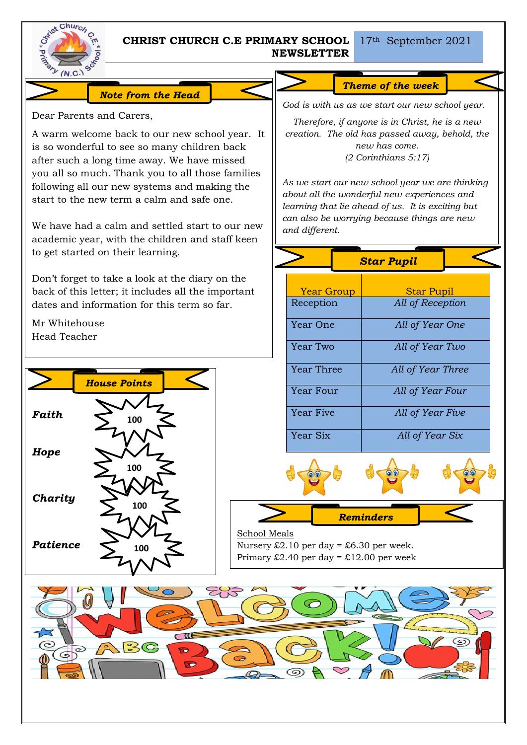# CHRIST CHURCH C.E PRIMARY SCHOOL NEWSLETTER

17th September 2021

## Note from the Head

Dear Parents and Carers,

A warm welcome back to our new school year. It is so wonderful to see so many children back after such a long time away. We have missed you all so much. Thank you to all those families following all our new systems and making the start to the new term a calm and safe one.

We have had a calm and settled start to our new academic year, with the children and staff keen to get started on their learning.

Don't forget to take a look at the diary on the back of this letter; it includes all the important dates and information for this term so far.

Mr Whitehouse
Head Teacher

## Theme of the week

*God is with us as we start our new school year.*

*Therefore, if anyone is in Christ, he is a new creation. The old has passed away, behold, the new has come.*
*(2 Corinthians 5:17)*

*As we start our new school year we are thinking about all the wonderful new experiences and learning that lie ahead of us. It is exciting but can also be worrying because things are new and different.*

## House Points

| House | Points |
|---|---|
| ***Faith*** | 100 |
| ***Hope*** | 100 |
| ***Charity*** | 100 |
| ***Patience*** | 100 |

## Star Pupil

| Year Group | Star Pupil |
|---|---|
| Reception | *All of Reception* |
| Year One | *All of Year One* |
| Year Two | *All of Year Two* |
| Year Three | *All of Year Three* |
| Year Four | *All of Year Four* |
| Year Five | *All of Year Five* |
| Year Six | *All of Year Six* |

## Reminders

School Meals
Nursery £2.10 per day = £6.30 per week.
Primary £2.40 per day = £12.00 per week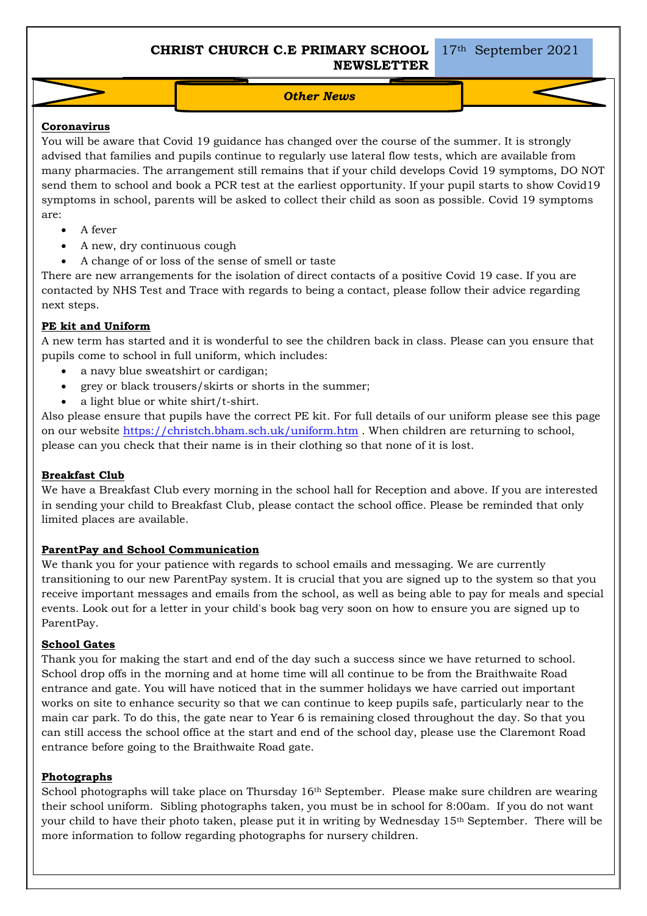# CHRIST CHURCH C.E PRIMARY SCHOOL NEWSLETTER

17th September 2021

## *Other News*

### Coronavirus

You will be aware that Covid 19 guidance has changed over the course of the summer. It is strongly advised that families and pupils continue to regularly use lateral flow tests, which are available from many pharmacies. The arrangement still remains that if your child develops Covid 19 symptoms, DO NOT send them to school and book a PCR test at the earliest opportunity. If your pupil starts to show Covid19 symptoms in school, parents will be asked to collect their child as soon as possible. Covid 19 symptoms are:

- A fever
- A new, dry continuous cough
- A change of or loss of the sense of smell or taste

There are new arrangements for the isolation of direct contacts of a positive Covid 19 case. If you are contacted by NHS Test and Trace with regards to being a contact, please follow their advice regarding next steps.

### PE kit and Uniform

A new term has started and it is wonderful to see the children back in class. Please can you ensure that pupils come to school in full uniform, which includes:

- a navy blue sweatshirt or cardigan;
- grey or black trousers/skirts or shorts in the summer;
- a light blue or white shirt/t-shirt.

Also please ensure that pupils have the correct PE kit. For full details of our uniform please see this page on our website https://christch.bham.sch.uk/uniform.htm . When children are returning to school, please can you check that their name is in their clothing so that none of it is lost.

### Breakfast Club

We have a Breakfast Club every morning in the school hall for Reception and above. If you are interested in sending your child to Breakfast Club, please contact the school office. Please be reminded that only limited places are available.

### ParentPay and School Communication

We thank you for your patience with regards to school emails and messaging. We are currently transitioning to our new ParentPay system. It is crucial that you are signed up to the system so that you receive important messages and emails from the school, as well as being able to pay for meals and special events. Look out for a letter in your child's book bag very soon on how to ensure you are signed up to ParentPay.

### School Gates

Thank you for making the start and end of the day such a success since we have returned to school. School drop offs in the morning and at home time will all continue to be from the Braithwaite Road entrance and gate. You will have noticed that in the summer holidays we have carried out important works on site to enhance security so that we can continue to keep pupils safe, particularly near to the main car park. To do this, the gate near to Year 6 is remaining closed throughout the day. So that you can still access the school office at the start and end of the school day, please use the Claremont Road entrance before going to the Braithwaite Road gate.

### Photographs

School photographs will take place on Thursday 16th September. Please make sure children are wearing their school uniform. Sibling photographs taken, you must be in school for 8:00am. If you do not want your child to have their photo taken, please put it in writing by Wednesday 15th September. There will be more information to follow regarding photographs for nursery children.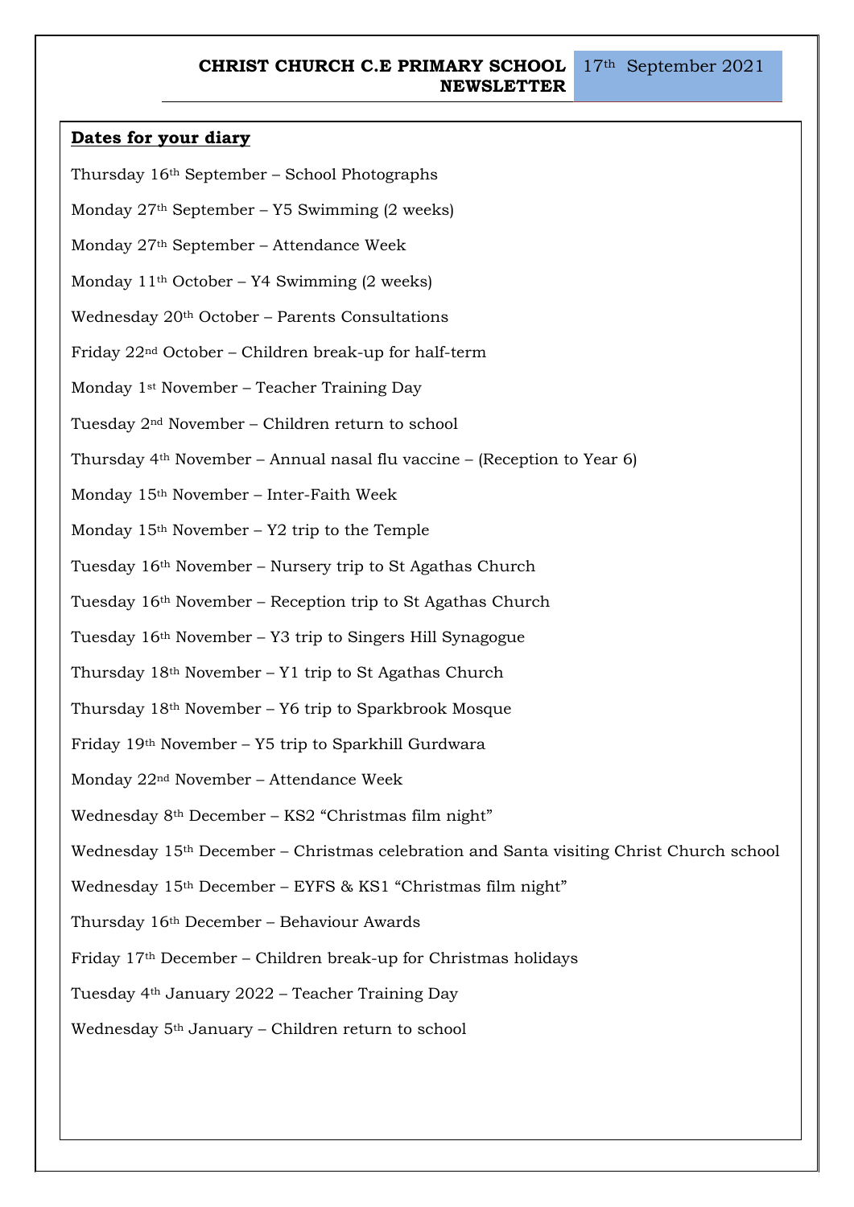**CHRIST CHURCH C.E PRIMARY SCHOOL NEWSLETTER** 17th September 2021

**Dates for your diary**

Thursday 16th September – School Photographs

Monday 27th September – Y5 Swimming (2 weeks)

Monday 27th September – Attendance Week

Monday 11th October – Y4 Swimming (2 weeks)

Wednesday 20th October – Parents Consultations

Friday 22nd October – Children break-up for half-term

Monday 1st November – Teacher Training Day

Tuesday 2nd November – Children return to school

Thursday 4th November – Annual nasal flu vaccine – (Reception to Year 6)

Monday 15th November – Inter-Faith Week

Monday 15th November – Y2 trip to the Temple

Tuesday 16th November – Nursery trip to St Agathas Church

Tuesday 16th November – Reception trip to St Agathas Church

Tuesday 16th November – Y3 trip to Singers Hill Synagogue

Thursday 18th November – Y1 trip to St Agathas Church

Thursday 18th November – Y6 trip to Sparkbrook Mosque

Friday 19th November – Y5 trip to Sparkhill Gurdwara

Monday 22nd November – Attendance Week

Wednesday 8th December – KS2 "Christmas film night"

Wednesday 15th December – Christmas celebration and Santa visiting Christ Church school

Wednesday 15th December – EYFS & KS1 "Christmas film night"

Thursday 16th December – Behaviour Awards

Friday 17th December – Children break-up for Christmas holidays

Tuesday 4th January 2022 – Teacher Training Day

Wednesday 5th January – Children return to school